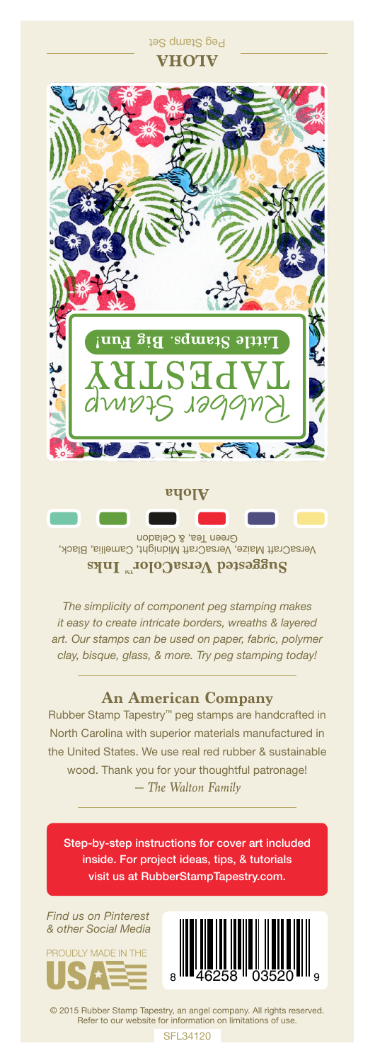Peg Stamp Set

**ALOHA**

Rubber Stamp

TAPESTRY

**Little Stamps. Big Fun!**

**Aloha**

**Suggested VersaColor™ Inks**

VersaCraft Maize, VersaCraft Midnight, Camellia, Black, Green Tea, & Celadon

*The simplicity of component peg stamping makes it easy to create intricate borders, wreaths & layered art. Our stamps can be used on paper, fabric, polymer clay, bisque, glass, & more. Try peg stamping today!*

## An American Company

Rubber Stamp Tapestry™ peg stamps are handcrafted in North Carolina with superior materials manufactured in the United States. We use real red rubber & sustainable wood. Thank you for your thoughtful patronage!

*— The Walton Family*

Step-by-step instructions for cover art included inside. For project ideas, tips, & tutorials visit us at RubberStampTapestry.com.

*Find us on Pinterest & other Social Media*

PROUDLY MADE IN THE USA

8 46258 03520 9

© 2015 Rubber Stamp Tapestry, an angel company. All rights reserved. Refer to our website for information on limitations of use.

SFL34120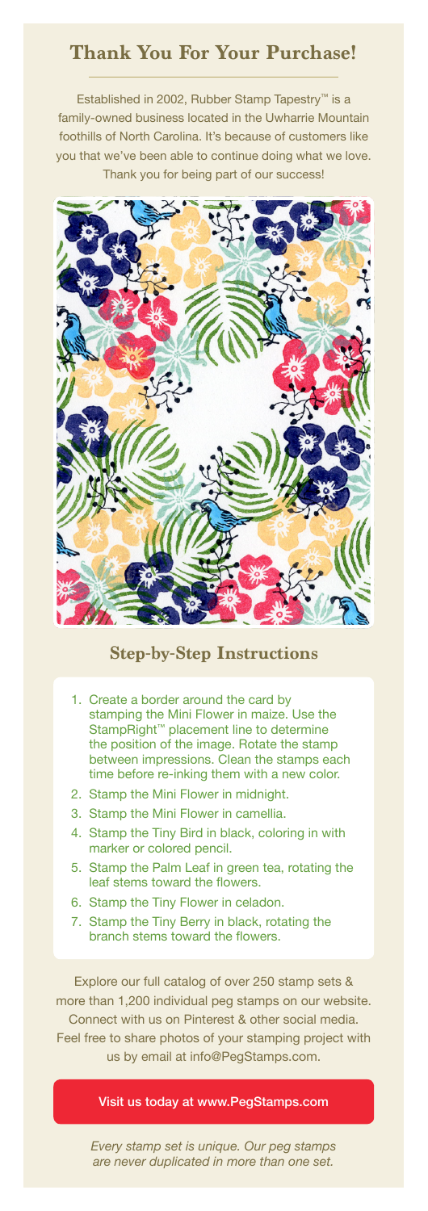## Thank You For Your Purchase!

Established in 2002, Rubber Stamp Tapestry™ is a family-owned business located in the Uwharrie Mountain foothills of North Carolina. It's because of customers like you that we've been able to continue doing what we love. Thank you for being part of our success!

## Step-by-Step Instructions

1. Create a border around the card by stamping the Mini Flower in maize. Use the StampRight™ placement line to determine the position of the image. Rotate the stamp between impressions. Clean the stamps each time before re-inking them with a new color.
2. Stamp the Mini Flower in midnight.
3. Stamp the Mini Flower in camellia.
4. Stamp the Tiny Bird in black, coloring in with marker or colored pencil.
5. Stamp the Palm Leaf in green tea, rotating the leaf stems toward the flowers.
6. Stamp the Tiny Flower in celadon.
7. Stamp the Tiny Berry in black, rotating the branch stems toward the flowers.

Explore our full catalog of over 250 stamp sets & more than 1,200 individual peg stamps on our website. Connect with us on Pinterest & other social media. Feel free to share photos of your stamping project with us by email at info@PegStamps.com.

**Visit us today at www.PegStamps.com**

*Every stamp set is unique. Our peg stamps are never duplicated in more than one set.*